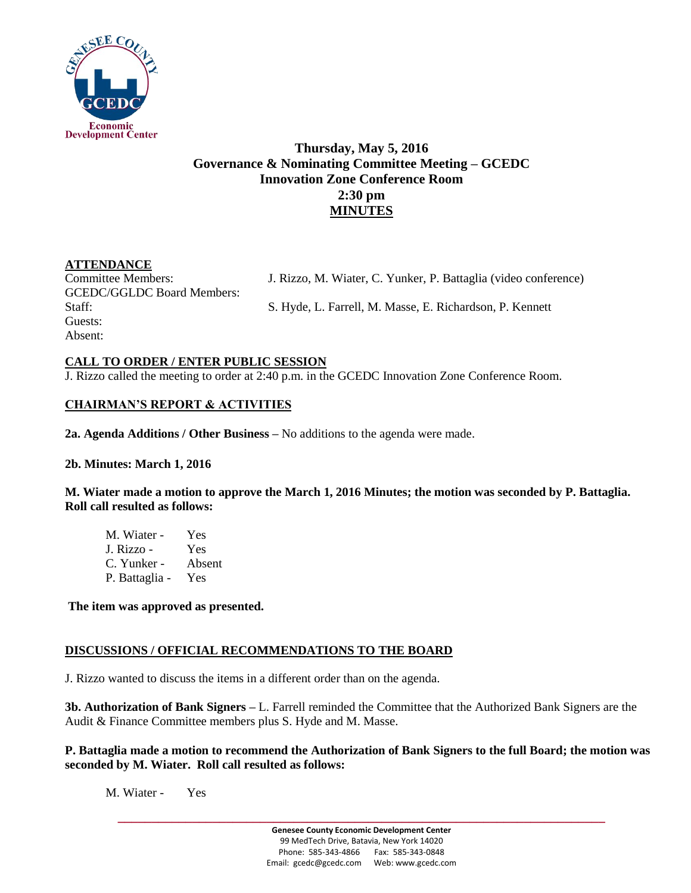**Thursday, May 5, 2016**
**Governance & Nominating Committee Meeting – GCEDC**
**Innovation Zone Conference Room**
**2:30 pm**
**MINUTES**

**ATTENDANCE**

Committee Members: J. Rizzo, M. Wiater, C. Yunker, P. Battaglia (video conference)
GCEDC/GGLDC Board Members:
Staff: S. Hyde, L. Farrell, M. Masse, E. Richardson, P. Kennett
Guests:
Absent:

**CALL TO ORDER / ENTER PUBLIC SESSION**

J. Rizzo called the meeting to order at 2:40 p.m. in the GCEDC Innovation Zone Conference Room.

**CHAIRMAN'S REPORT & ACTIVITIES**

**2a. Agenda Additions / Other Business –** No additions to the agenda were made.

**2b. Minutes: March 1, 2016**

**M. Wiater made a motion to approve the March 1, 2016 Minutes; the motion was seconded by P. Battaglia. Roll call resulted as follows:**

M. Wiater - Yes
J. Rizzo - Yes
C. Yunker - Absent
P. Battaglia - Yes

**The item was approved as presented.**

**DISCUSSIONS / OFFICIAL RECOMMENDATIONS TO THE BOARD**

J. Rizzo wanted to discuss the items in a different order than on the agenda.

**3b. Authorization of Bank Signers –** L. Farrell reminded the Committee that the Authorized Bank Signers are the Audit & Finance Committee members plus S. Hyde and M. Masse.

**P. Battaglia made a motion to recommend the Authorization of Bank Signers to the full Board; the motion was seconded by M. Wiater. Roll call resulted as follows:**

M. Wiater - Yes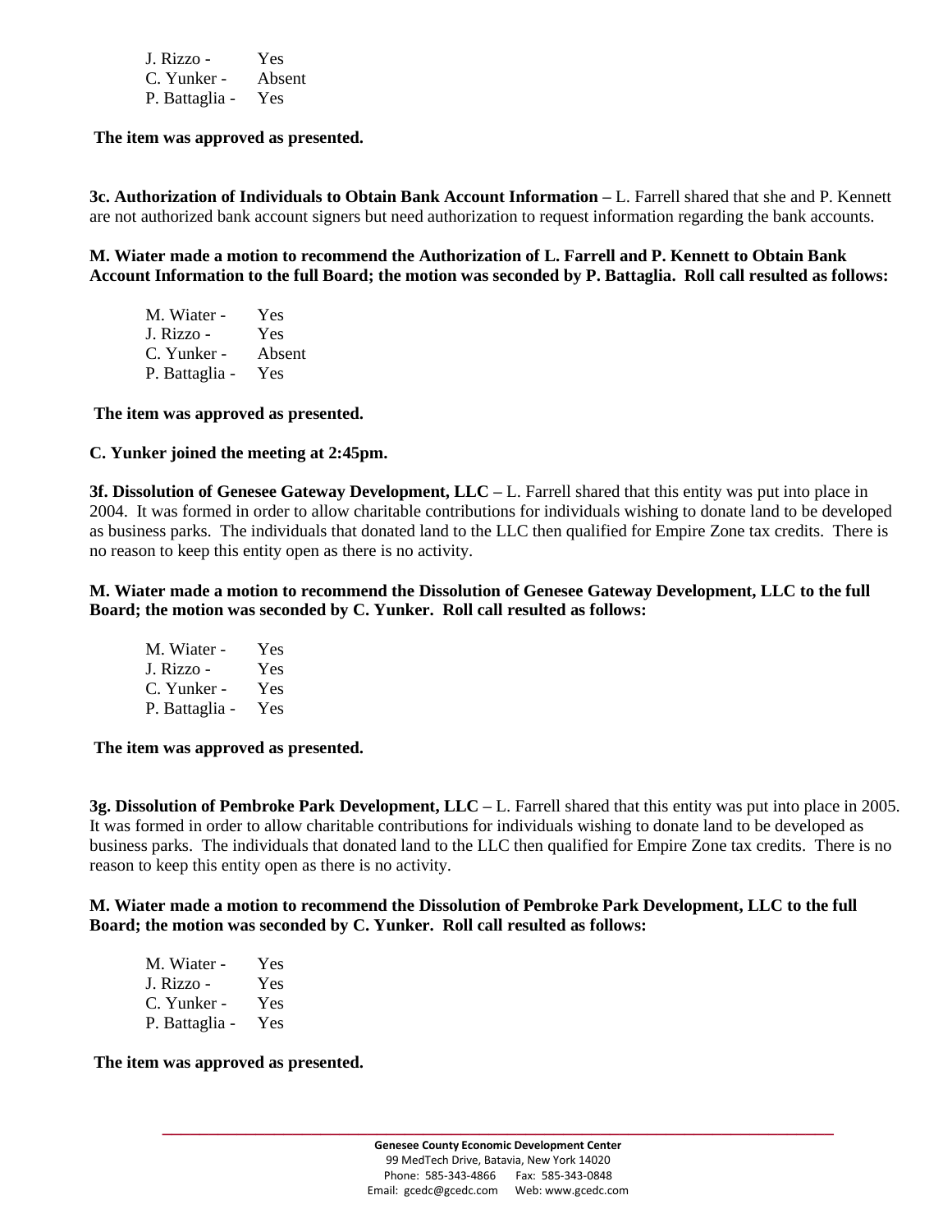J. Rizzo - Yes
C. Yunker - Absent
P. Battaglia - Yes

**The item was approved as presented.**

**3c. Authorization of Individuals to Obtain Bank Account Information –** L. Farrell shared that she and P. Kennett are not authorized bank account signers but need authorization to request information regarding the bank accounts.

**M. Wiater made a motion to recommend the Authorization of L. Farrell and P. Kennett to Obtain Bank Account Information to the full Board; the motion was seconded by P. Battaglia. Roll call resulted as follows:**

M. Wiater - Yes
J. Rizzo - Yes
C. Yunker - Absent
P. Battaglia - Yes

**The item was approved as presented.**

**C. Yunker joined the meeting at 2:45pm.**

**3f. Dissolution of Genesee Gateway Development, LLC –** L. Farrell shared that this entity was put into place in 2004. It was formed in order to allow charitable contributions for individuals wishing to donate land to be developed as business parks. The individuals that donated land to the LLC then qualified for Empire Zone tax credits. There is no reason to keep this entity open as there is no activity.

**M. Wiater made a motion to recommend the Dissolution of Genesee Gateway Development, LLC to the full Board; the motion was seconded by C. Yunker. Roll call resulted as follows:**

M. Wiater - Yes
J. Rizzo - Yes
C. Yunker - Yes
P. Battaglia - Yes

**The item was approved as presented.**

**3g. Dissolution of Pembroke Park Development, LLC –** L. Farrell shared that this entity was put into place in 2005. It was formed in order to allow charitable contributions for individuals wishing to donate land to be developed as business parks. The individuals that donated land to the LLC then qualified for Empire Zone tax credits. There is no reason to keep this entity open as there is no activity.

**M. Wiater made a motion to recommend the Dissolution of Pembroke Park Development, LLC to the full Board; the motion was seconded by C. Yunker. Roll call resulted as follows:**

M. Wiater - Yes
J. Rizzo - Yes
C. Yunker - Yes
P. Battaglia - Yes

**The item was approved as presented.**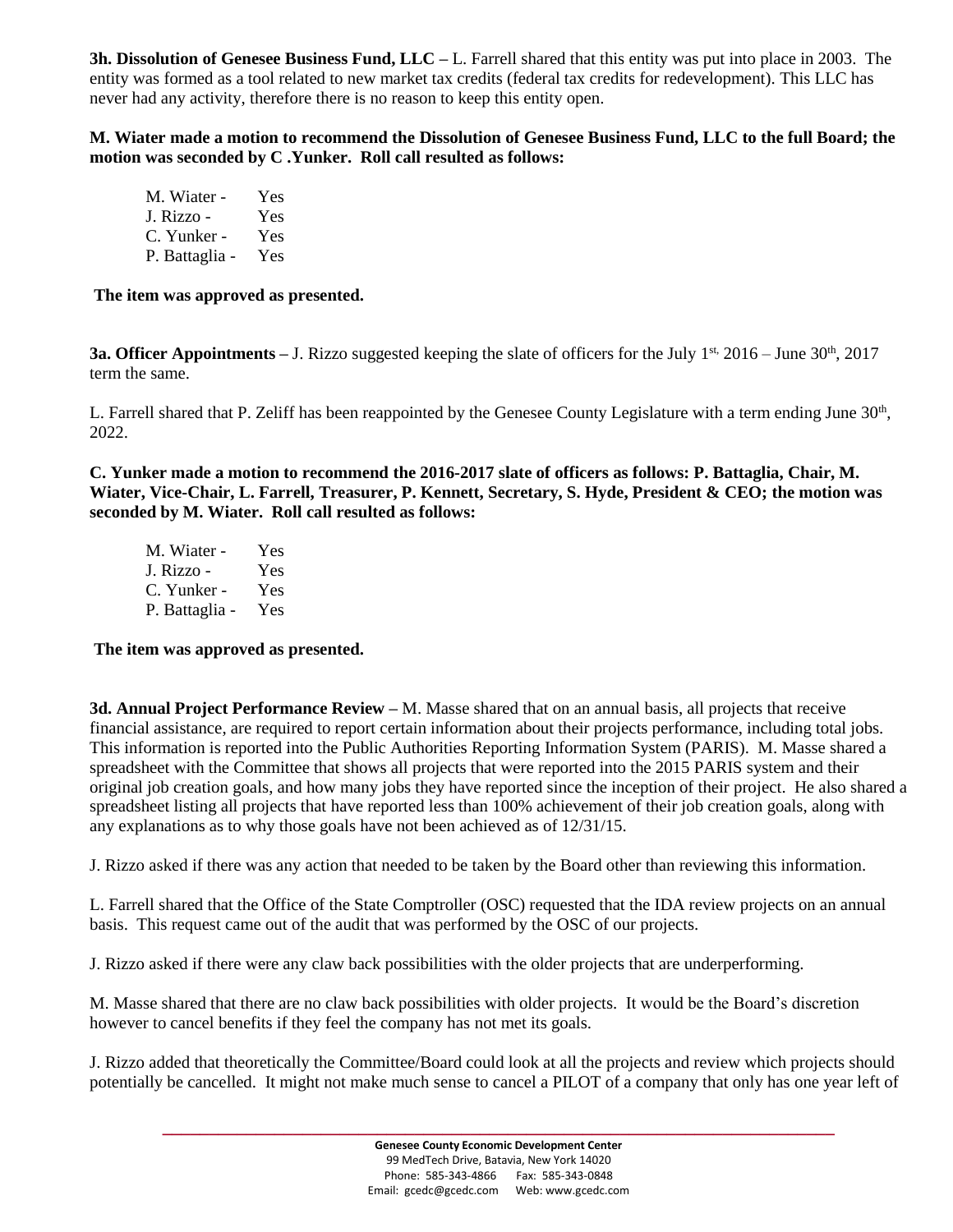**3h. Dissolution of Genesee Business Fund, LLC –** L. Farrell shared that this entity was put into place in 2003. The entity was formed as a tool related to new market tax credits (federal tax credits for redevelopment). This LLC has never had any activity, therefore there is no reason to keep this entity open.

**M. Wiater made a motion to recommend the Dissolution of Genesee Business Fund, LLC to the full Board; the motion was seconded by C .Yunker. Roll call resulted as follows:**

M. Wiater - Yes
J. Rizzo - Yes
C. Yunker - Yes
P. Battaglia - Yes

**The item was approved as presented.**

**3a. Officer Appointments –** J. Rizzo suggested keeping the slate of officers for the July 1st, 2016 – June 30th, 2017 term the same.

L. Farrell shared that P. Zeliff has been reappointed by the Genesee County Legislature with a term ending June 30th, 2022.

**C. Yunker made a motion to recommend the 2016-2017 slate of officers as follows: P. Battaglia, Chair, M. Wiater, Vice-Chair, L. Farrell, Treasurer, P. Kennett, Secretary, S. Hyde, President & CEO; the motion was seconded by M. Wiater. Roll call resulted as follows:**

M. Wiater - Yes
J. Rizzo - Yes
C. Yunker - Yes
P. Battaglia - Yes

**The item was approved as presented.**

**3d. Annual Project Performance Review –** M. Masse shared that on an annual basis, all projects that receive financial assistance, are required to report certain information about their projects performance, including total jobs. This information is reported into the Public Authorities Reporting Information System (PARIS). M. Masse shared a spreadsheet with the Committee that shows all projects that were reported into the 2015 PARIS system and their original job creation goals, and how many jobs they have reported since the inception of their project. He also shared a spreadsheet listing all projects that have reported less than 100% achievement of their job creation goals, along with any explanations as to why those goals have not been achieved as of 12/31/15.

J. Rizzo asked if there was any action that needed to be taken by the Board other than reviewing this information.

L. Farrell shared that the Office of the State Comptroller (OSC) requested that the IDA review projects on an annual basis. This request came out of the audit that was performed by the OSC of our projects.

J. Rizzo asked if there were any claw back possibilities with the older projects that are underperforming.

M. Masse shared that there are no claw back possibilities with older projects. It would be the Board's discretion however to cancel benefits if they feel the company has not met its goals.

J. Rizzo added that theoretically the Committee/Board could look at all the projects and review which projects should potentially be cancelled. It might not make much sense to cancel a PILOT of a company that only has one year left of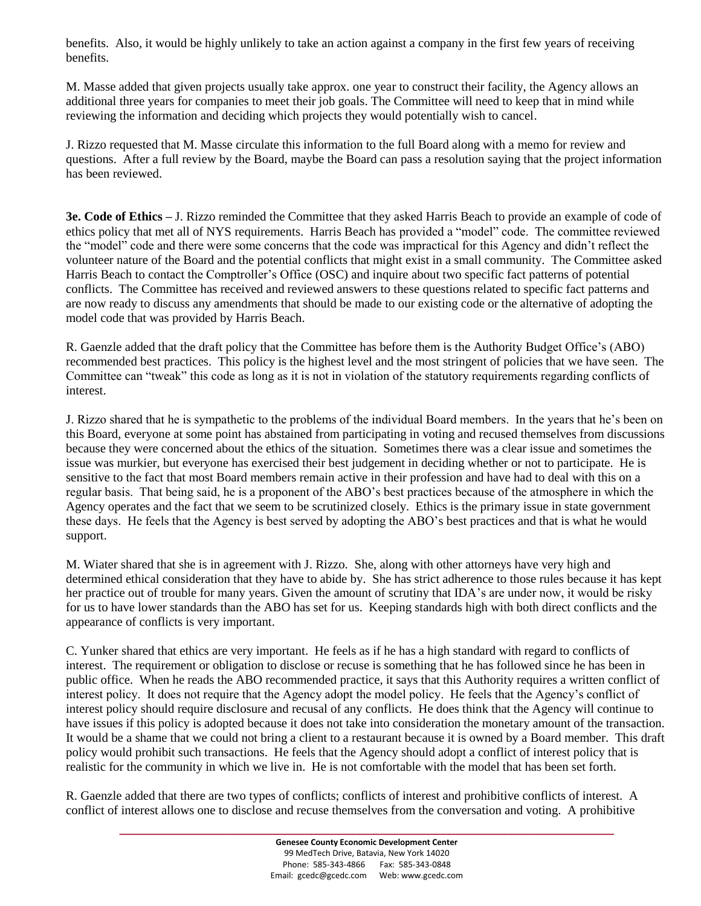benefits. Also, it would be highly unlikely to take an action against a company in the first few years of receiving benefits.

M. Masse added that given projects usually take approx. one year to construct their facility, the Agency allows an additional three years for companies to meet their job goals. The Committee will need to keep that in mind while reviewing the information and deciding which projects they would potentially wish to cancel.

J. Rizzo requested that M. Masse circulate this information to the full Board along with a memo for review and questions. After a full review by the Board, maybe the Board can pass a resolution saying that the project information has been reviewed.

**3e. Code of Ethics –** J. Rizzo reminded the Committee that they asked Harris Beach to provide an example of code of ethics policy that met all of NYS requirements. Harris Beach has provided a "model" code. The committee reviewed the "model" code and there were some concerns that the code was impractical for this Agency and didn't reflect the volunteer nature of the Board and the potential conflicts that might exist in a small community. The Committee asked Harris Beach to contact the Comptroller's Office (OSC) and inquire about two specific fact patterns of potential conflicts. The Committee has received and reviewed answers to these questions related to specific fact patterns and are now ready to discuss any amendments that should be made to our existing code or the alternative of adopting the model code that was provided by Harris Beach.

R. Gaenzle added that the draft policy that the Committee has before them is the Authority Budget Office's (ABO) recommended best practices. This policy is the highest level and the most stringent of policies that we have seen. The Committee can "tweak" this code as long as it is not in violation of the statutory requirements regarding conflicts of interest.

J. Rizzo shared that he is sympathetic to the problems of the individual Board members. In the years that he's been on this Board, everyone at some point has abstained from participating in voting and recused themselves from discussions because they were concerned about the ethics of the situation. Sometimes there was a clear issue and sometimes the issue was murkier, but everyone has exercised their best judgement in deciding whether or not to participate. He is sensitive to the fact that most Board members remain active in their profession and have had to deal with this on a regular basis. That being said, he is a proponent of the ABO's best practices because of the atmosphere in which the Agency operates and the fact that we seem to be scrutinized closely. Ethics is the primary issue in state government these days. He feels that the Agency is best served by adopting the ABO's best practices and that is what he would support.

M. Wiater shared that she is in agreement with J. Rizzo. She, along with other attorneys have very high and determined ethical consideration that they have to abide by. She has strict adherence to those rules because it has kept her practice out of trouble for many years. Given the amount of scrutiny that IDA's are under now, it would be risky for us to have lower standards than the ABO has set for us. Keeping standards high with both direct conflicts and the appearance of conflicts is very important.

C. Yunker shared that ethics are very important. He feels as if he has a high standard with regard to conflicts of interest. The requirement or obligation to disclose or recuse is something that he has followed since he has been in public office. When he reads the ABO recommended practice, it says that this Authority requires a written conflict of interest policy. It does not require that the Agency adopt the model policy. He feels that the Agency's conflict of interest policy should require disclosure and recusal of any conflicts. He does think that the Agency will continue to have issues if this policy is adopted because it does not take into consideration the monetary amount of the transaction. It would be a shame that we could not bring a client to a restaurant because it is owned by a Board member. This draft policy would prohibit such transactions. He feels that the Agency should adopt a conflict of interest policy that is realistic for the community in which we live in. He is not comfortable with the model that has been set forth.

R. Gaenzle added that there are two types of conflicts; conflicts of interest and prohibitive conflicts of interest. A conflict of interest allows one to disclose and recuse themselves from the conversation and voting. A prohibitive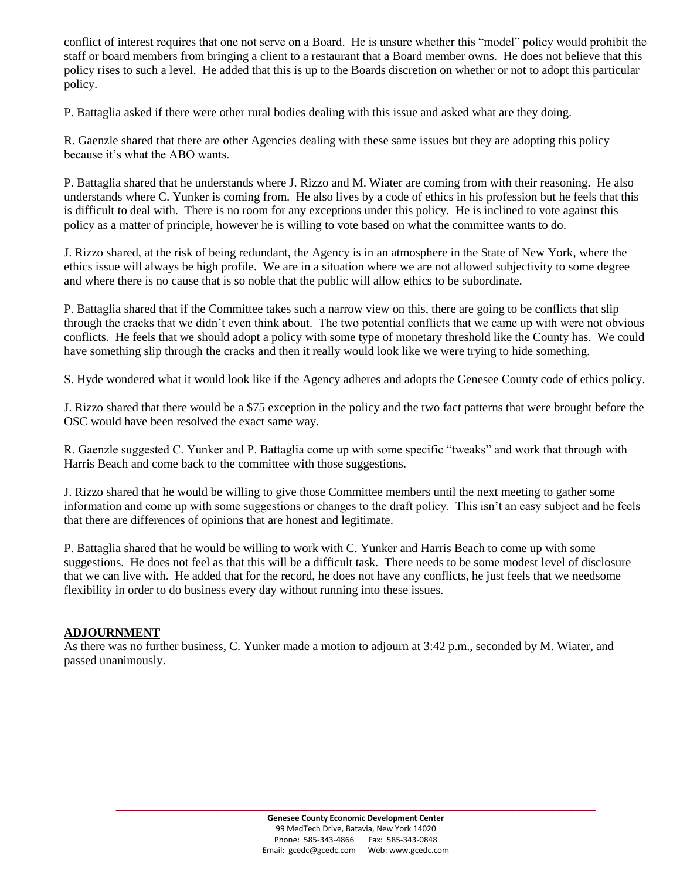conflict of interest requires that one not serve on a Board. He is unsure whether this "model" policy would prohibit the staff or board members from bringing a client to a restaurant that a Board member owns. He does not believe that this policy rises to such a level. He added that this is up to the Boards discretion on whether or not to adopt this particular policy.

P. Battaglia asked if there were other rural bodies dealing with this issue and asked what are they doing.

R. Gaenzle shared that there are other Agencies dealing with these same issues but they are adopting this policy because it's what the ABO wants.

P. Battaglia shared that he understands where J. Rizzo and M. Wiater are coming from with their reasoning. He also understands where C. Yunker is coming from. He also lives by a code of ethics in his profession but he feels that this is difficult to deal with. There is no room for any exceptions under this policy. He is inclined to vote against this policy as a matter of principle, however he is willing to vote based on what the committee wants to do.

J. Rizzo shared, at the risk of being redundant, the Agency is in an atmosphere in the State of New York, where the ethics issue will always be high profile. We are in a situation where we are not allowed subjectivity to some degree and where there is no cause that is so noble that the public will allow ethics to be subordinate.

P. Battaglia shared that if the Committee takes such a narrow view on this, there are going to be conflicts that slip through the cracks that we didn't even think about. The two potential conflicts that we came up with were not obvious conflicts. He feels that we should adopt a policy with some type of monetary threshold like the County has. We could have something slip through the cracks and then it really would look like we were trying to hide something.

S. Hyde wondered what it would look like if the Agency adheres and adopts the Genesee County code of ethics policy.

J. Rizzo shared that there would be a $75 exception in the policy and the two fact patterns that were brought before the OSC would have been resolved the exact same way.

R. Gaenzle suggested C. Yunker and P. Battaglia come up with some specific "tweaks" and work that through with Harris Beach and come back to the committee with those suggestions.

J. Rizzo shared that he would be willing to give those Committee members until the next meeting to gather some information and come up with some suggestions or changes to the draft policy. This isn't an easy subject and he feels that there are differences of opinions that are honest and legitimate.

P. Battaglia shared that he would be willing to work with C. Yunker and Harris Beach to come up with some suggestions. He does not feel as that this will be a difficult task. There needs to be some modest level of disclosure that we can live with. He added that for the record, he does not have any conflicts, he just feels that we needsome flexibility in order to do business every day without running into these issues.

## ADJOURNMENT

As there was no further business, C. Yunker made a motion to adjourn at 3:42 p.m., seconded by M. Wiater, and passed unanimously.